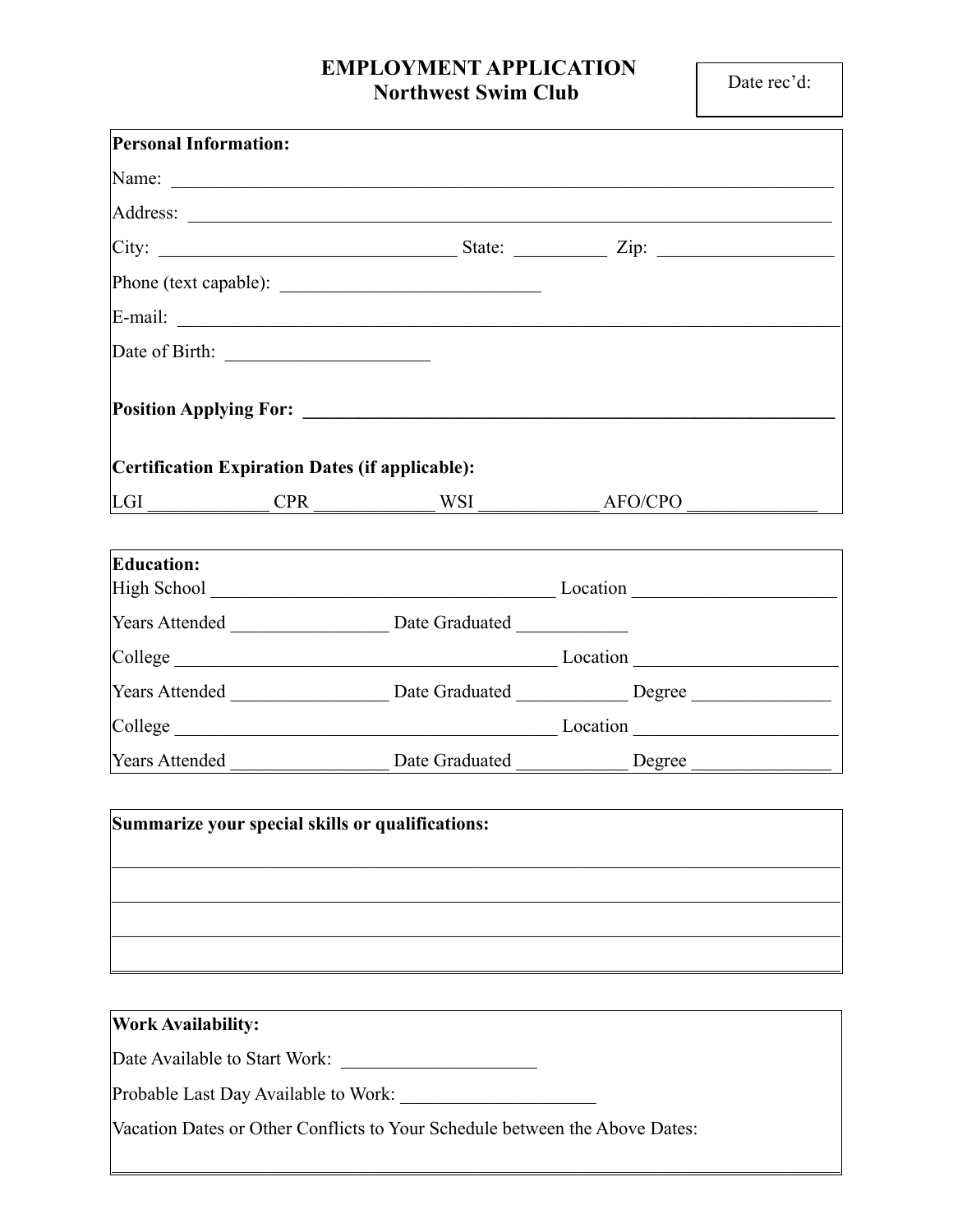# EMPLOYMENT APPLICATION
## Northwest Swim Club

Date rec'd:

**Personal Information:**

Name: ______________________________________________________________________

Address: ____________________________________________________________________

City: _________________________________ State: __________ Zip: ___________________

Phone (text capable): ____________________________

E-mail: ______________________________________________________________________

Date of Birth: ______________________

**Position Applying For: __________________________________________________________**

**Certification Expiration Dates (if applicable):**

LGI _____________ CPR _____________ WSI _____________ AFO/CPO ______________

**Education:**

High School _____________________________________ Location _____________________

Years Attended _________________ Date Graduated ____________

College __________________________________________ Location _____________________

Years Attended _________________ Date Graduated ____________ Degree _______________

College __________________________________________ Location _____________________

Years Attended _________________ Date Graduated ____________ Degree _______________

**Summarize your special skills or qualifications:**

______________________________________________________________________________

______________________________________________________________________________

______________________________________________________________________________

______________________________________________________________________________

**Work Availability:**

Date Available to Start Work: _____________________

Probable Last Day Available to Work: _____________________

Vacation Dates or Other Conflicts to Your Schedule between the Above Dates:

______________________________________________________________________________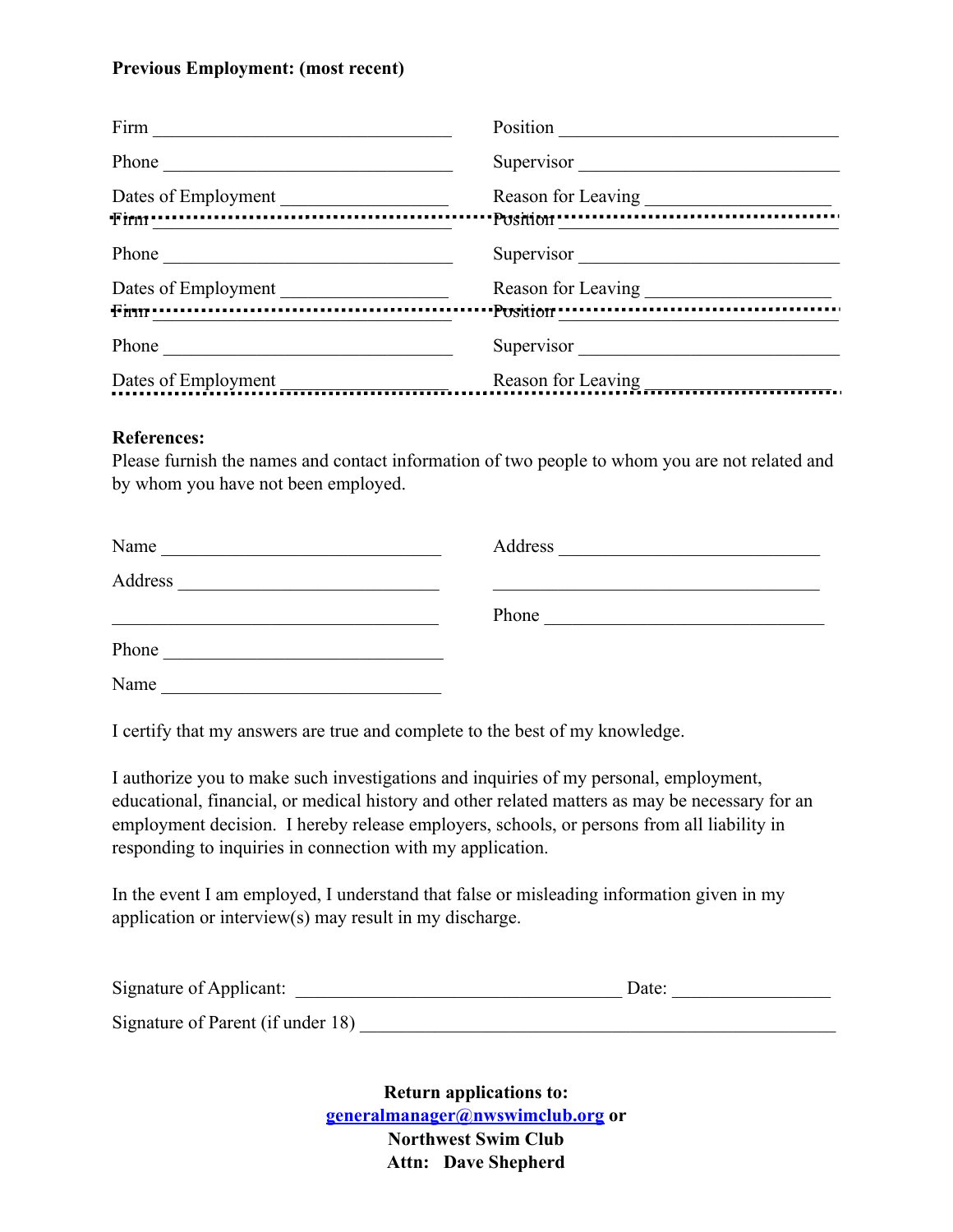**Previous Employment: (most recent)**

Firm ________________________________ Position ______________________________

Phone ________________________________ Supervisor ____________________________

Dates of Employment _________________ Reason for Leaving ____________________

Firm ________________________________ Position ______________________________

Phone ________________________________ Supervisor ____________________________

Dates of Employment _________________ Reason for Leaving ____________________

Firm ________________________________ Position ______________________________

Phone ________________________________ Supervisor ____________________________

Dates of Employment _________________ Reason for Leaving ____________________

**References:**
Please furnish the names and contact information of two people to whom you are not related and by whom you have not been employed.

Name ______________________________ Address ____________________________

Address ____________________________ ____________________________________

____________________________________ Phone ______________________________

Phone ______________________________

Name ______________________________

I certify that my answers are true and complete to the best of my knowledge.

I authorize you to make such investigations and inquiries of my personal, employment, educational, financial, or medical history and other related matters as may be necessary for an employment decision. I hereby release employers, schools, or persons from all liability in responding to inquiries in connection with my application.

In the event I am employed, I understand that false or misleading information given in my application or interview(s) may result in my discharge.

Signature of Applicant: ___________________________________ Date: ________________

Signature of Parent (if under 18) ____________________________________________________

**Return applications to:**
**generalmanager@nwswimclub.org or**
**Northwest Swim Club**
**Attn: Dave Shepherd**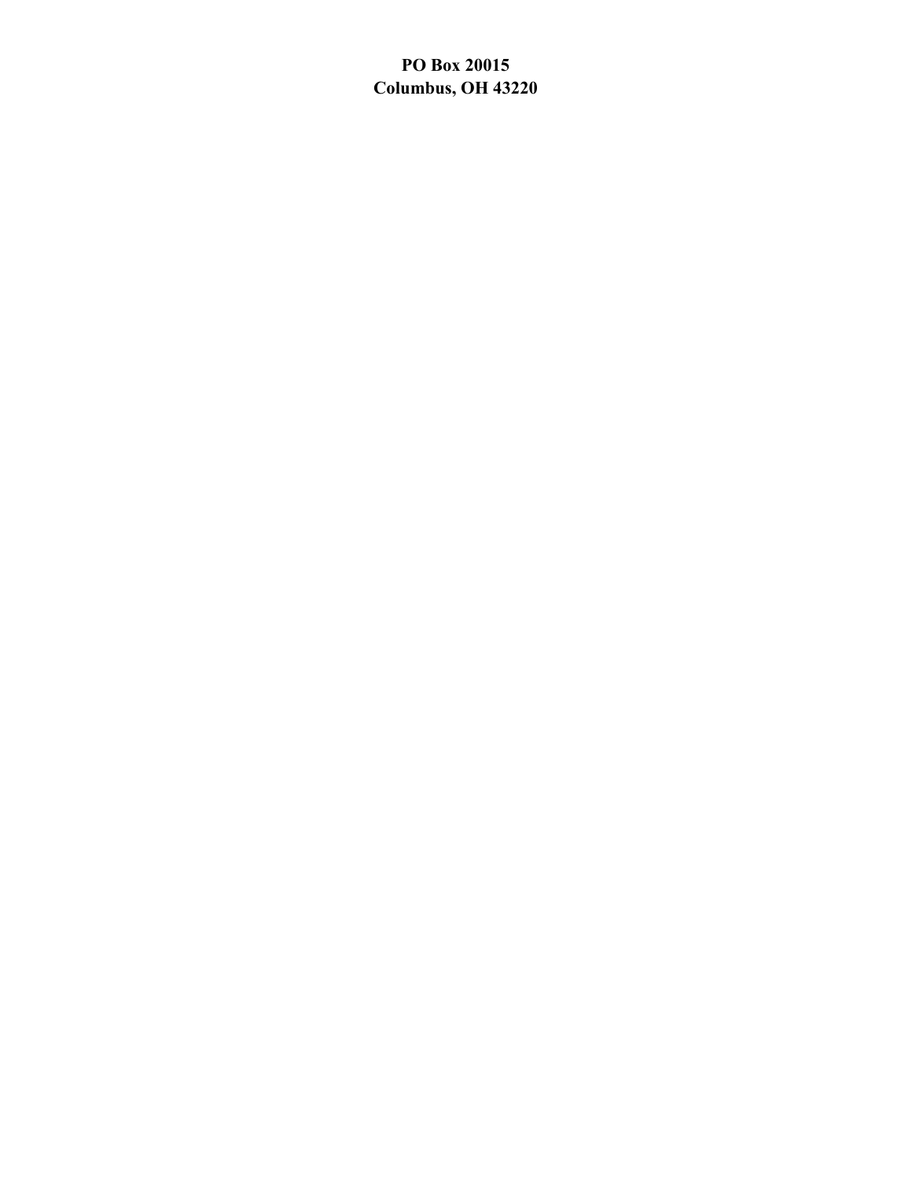**PO Box 20015**
**Columbus, OH 43220**